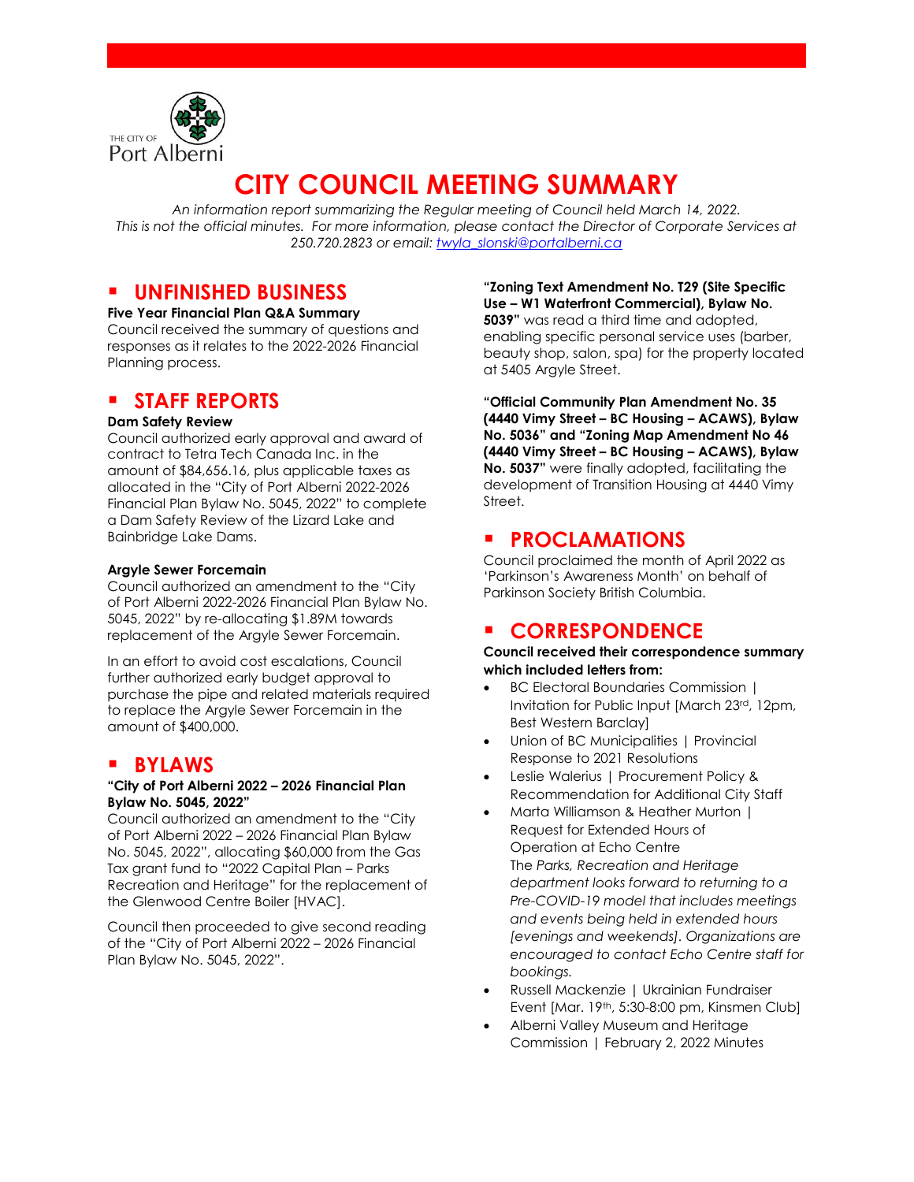THE CITY OF Port Alberni

# CITY COUNCIL MEETING SUMMARY

*An information report summarizing the Regular meeting of Council held March 14, 2022. This is not the official minutes. For more information, please contact the Director of Corporate Services at 250.720.2823 or email: twyla_slonski@portalberni.ca*

## UNFINISHED BUSINESS

**Five Year Financial Plan Q&A Summary**
Council received the summary of questions and responses as it relates to the 2022-2026 Financial Planning process.

## STAFF REPORTS

**Dam Safety Review**
Council authorized early approval and award of contract to Tetra Tech Canada Inc. in the amount of $84,656.16, plus applicable taxes as allocated in the "City of Port Alberni 2022-2026 Financial Plan Bylaw No. 5045, 2022" to complete a Dam Safety Review of the Lizard Lake and Bainbridge Lake Dams.

**Argyle Sewer Forcemain**
Council authorized an amendment to the "City of Port Alberni 2022-2026 Financial Plan Bylaw No. 5045, 2022" by re-allocating $1.89M towards replacement of the Argyle Sewer Forcemain.

In an effort to avoid cost escalations, Council further authorized early budget approval to purchase the pipe and related materials required to replace the Argyle Sewer Forcemain in the amount of $400,000.

## BYLAWS

**"City of Port Alberni 2022 – 2026 Financial Plan Bylaw No. 5045, 2022"**
Council authorized an amendment to the "City of Port Alberni 2022 – 2026 Financial Plan Bylaw No. 5045, 2022", allocating $60,000 from the Gas Tax grant fund to "2022 Capital Plan – Parks Recreation and Heritage" for the replacement of the Glenwood Centre Boiler [HVAC].

Council then proceeded to give second reading of the "City of Port Alberni 2022 – 2026 Financial Plan Bylaw No. 5045, 2022".

**"Zoning Text Amendment No. T29 (Site Specific Use – W1 Waterfront Commercial), Bylaw No. 5039"** was read a third time and adopted, enabling specific personal service uses (barber, beauty shop, salon, spa) for the property located at 5405 Argyle Street.

**"Official Community Plan Amendment No. 35 (4440 Vimy Street – BC Housing – ACAWS), Bylaw No. 5036" and "Zoning Map Amendment No 46 (4440 Vimy Street – BC Housing – ACAWS), Bylaw No. 5037"** were finally adopted, facilitating the development of Transition Housing at 4440 Vimy Street.

## PROCLAMATIONS

Council proclaimed the month of April 2022 as 'Parkinson's Awareness Month' on behalf of Parkinson Society British Columbia.

## CORRESPONDENCE

**Council received their correspondence summary which included letters from:**

- BC Electoral Boundaries Commission | Invitation for Public Input [March 23rd, 12pm, Best Western Barclay]
- Union of BC Municipalities | Provincial Response to 2021 Resolutions
- Leslie Walerius | Procurement Policy & Recommendation for Additional City Staff
- Marta Williamson & Heather Murton | Request for Extended Hours of Operation at Echo Centre
  *The Parks, Recreation and Heritage department looks forward to returning to a Pre-COVID-19 model that includes meetings and events being held in extended hours [evenings and weekends]. Organizations are encouraged to contact Echo Centre staff for bookings.*
- Russell Mackenzie | Ukrainian Fundraiser Event [Mar. 19th, 5:30-8:00 pm, Kinsmen Club]
- Alberni Valley Museum and Heritage Commission | February 2, 2022 Minutes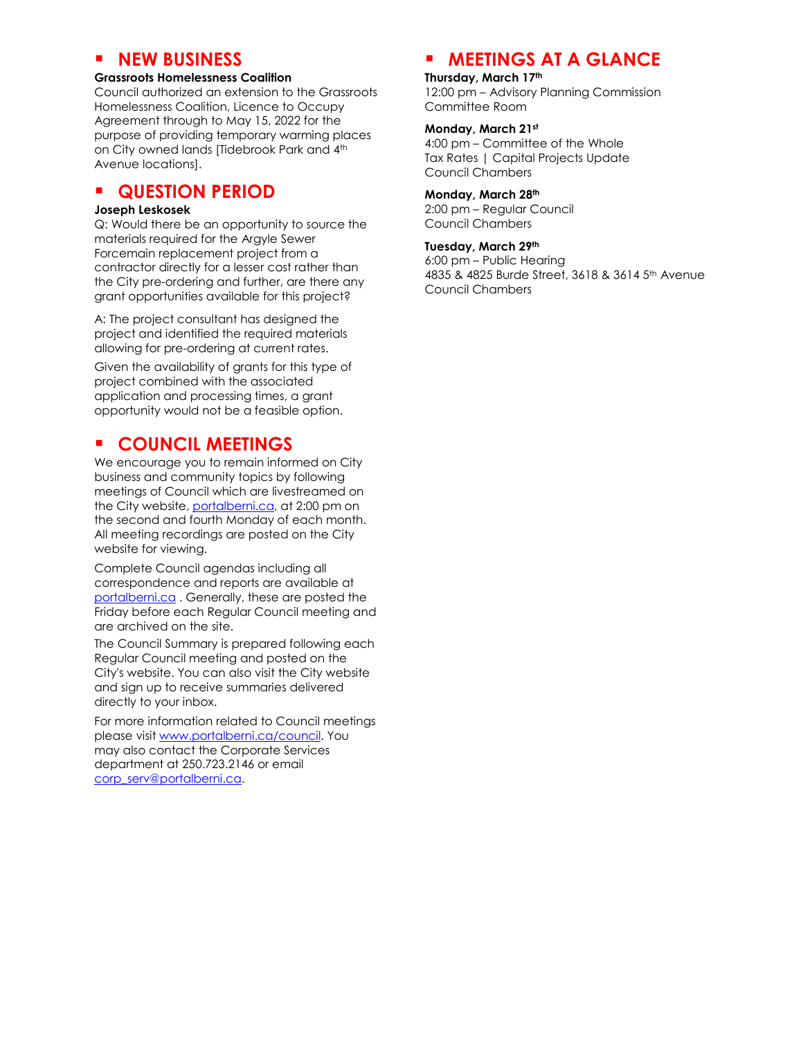## NEW BUSINESS

**Grassroots Homelessness Coalition**

Council authorized an extension to the Grassroots Homelessness Coalition, Licence to Occupy Agreement through to May 15, 2022 for the purpose of providing temporary warming places on City owned lands [Tidebrook Park and 4th Avenue locations].

## QUESTION PERIOD

**Joseph Leskosek**

Q: Would there be an opportunity to source the materials required for the Argyle Sewer Forcemain replacement project from a contractor directly for a lesser cost rather than the City pre-ordering and further, are there any grant opportunities available for this project?

A: The project consultant has designed the project and identified the required materials allowing for pre-ordering at current rates.

Given the availability of grants for this type of project combined with the associated application and processing times, a grant opportunity would not be a feasible option.

## COUNCIL MEETINGS

We encourage you to remain informed on City business and community topics by following meetings of Council which are livestreamed on the City website, [portalberni.ca](portalberni.ca), at 2:00 pm on the second and fourth Monday of each month. All meeting recordings are posted on the City website for viewing.

Complete Council agendas including all correspondence and reports are available at [portalberni.ca](portalberni.ca) . Generally, these are posted the Friday before each Regular Council meeting and are archived on the site.

The Council Summary is prepared following each Regular Council meeting and posted on the City's website. You can also visit the City website and sign up to receive summaries delivered directly to your inbox.

For more information related to Council meetings please visit [www.portalberni.ca/council](www.portalberni.ca/council). You may also contact the Corporate Services department at 250.723.2146 or email [corp_serv@portalberni.ca](mailto:corp_serv@portalberni.ca).

## MEETINGS AT A GLANCE

**Thursday, March 17th**
12:00 pm – Advisory Planning Commission
Committee Room

**Monday, March 21st**
4:00 pm – Committee of the Whole
Tax Rates | Capital Projects Update
Council Chambers

**Monday, March 28th**
2:00 pm – Regular Council
Council Chambers

**Tuesday, March 29th**
6:00 pm – Public Hearing
4835 & 4825 Burde Street, 3618 & 3614 5th Avenue
Council Chambers